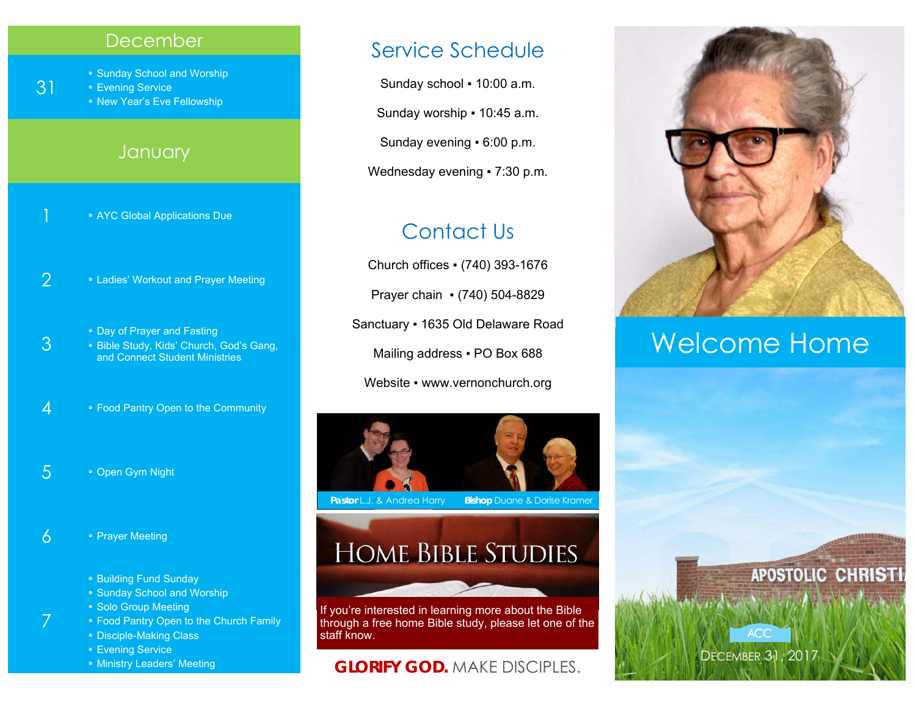## December

**31**
- Sunday School and Worship
- Evening Service
- New Year's Eve Fellowship

## January

**1**
- AYC Global Applications Due

**2**
- Ladies' Workout and Prayer Meeting

**3**
- Day of Prayer and Fasting
- Bible Study, Kids' Church, God's Gang, and Connect Student Ministries

**4**
- Food Pantry Open to the Community

**5**
- Open Gym Night

**6**
- Prayer Meeting

**7**
- Building Fund Sunday
- Sunday School and Worship
- Solo Group Meeting
- Food Pantry Open to the Church Family
- Disciple-Making Class
- Evening Service
- Ministry Leaders' Meeting

## Service Schedule

Sunday school ▪ 10:00 a.m.

Sunday worship ▪ 10:45 a.m.

Sunday evening ▪ 6:00 p.m.

Wednesday evening ▪ 7:30 p.m.

## Contact Us

Church offices ▪ (740) 393-1676

Prayer chain ▪ (740) 504-8829

Sanctuary ▪ 1635 Old Delaware Road

Mailing address ▪ PO Box 688

Website ▪ www.vernonchurch.org

**Pastor** L.J. & Andrea Harry **Bishop** Duane & Dorise Kramer

## Home Bible Studies

If you're interested in learning more about the Bible through a free home Bible study, please let one of the staff know.

**GLORIFY GOD.** MAKE DISCIPLES.

# Welcome Home

APOSTOLIC CHRISTI

ACC

December 31, 2017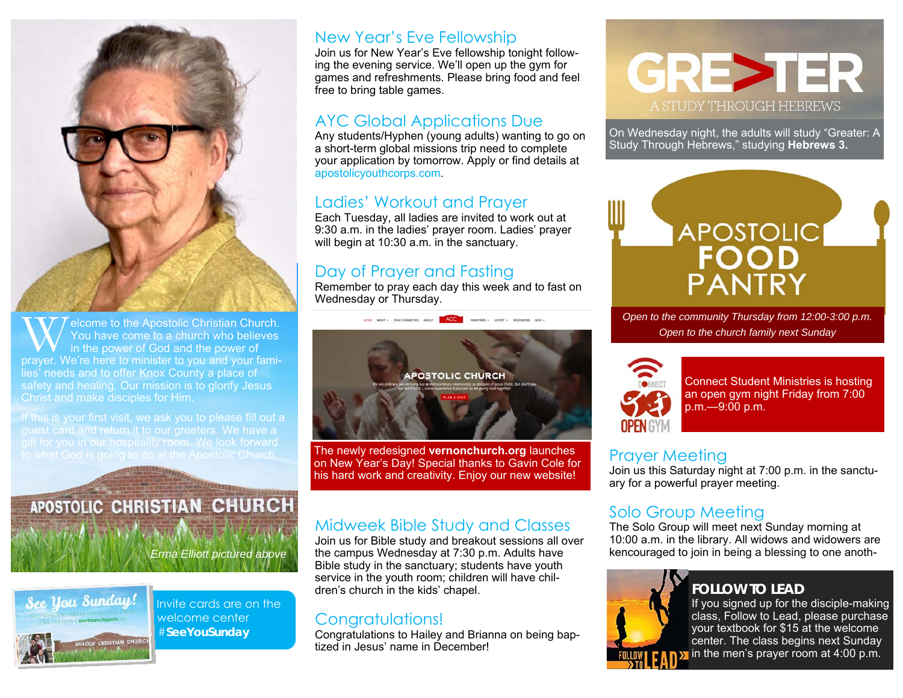Welcome to the Apostolic Christian Church. You have come to a church who believes in the power of God and the power of prayer. We're here to minister to you and your families' needs and to offer Knox County a place of safety and healing. Our mission is to glorify Jesus Christ and make disciples for Him.

If this is your first visit, we ask you to please fill out a guest card and return it to our greeters. We have a gift for you in our hospitality room. We look forward to what God is going to do at the Apostolic Church.

APOSTOLIC CHRISTIAN CHURCH

*Erma Elliott pictured above*

See You Sunday!

Invite cards are on the welcome center #**SeeYouSunday**

## New Year's Eve Fellowship

Join us for New Year's Eve fellowship tonight following the evening service. We'll open up the gym for games and refreshments. Please bring food and feel free to bring table games.

## AYC Global Applications Due

Any students/Hyphen (young adults) wanting to go on a short-term global missions trip need to complete your application by tomorrow. Apply or find details at apostolicyouthcorps.com.

## Ladies' Workout and Prayer

Each Tuesday, all ladies are invited to work out at 9:30 a.m. in the ladies' prayer room. Ladies' prayer will begin at 10:30 a.m. in the sanctuary.

## Day of Prayer and Fasting

Remember to pray each day this week and to fast on Wednesday or Thursday.

APOSTOLIC CHURCH

The newly redesigned **vernonchurch.org** launches on New Year's Day! Special thanks to Gavin Cole for his hard work and creativity. Enjoy our new website!

## Midweek Bible Study and Classes

Join us for Bible study and breakout sessions all over the campus Wednesday at 7:30 p.m. Adults have Bible study in the sanctuary; students have youth service in the youth room; children will have children's church in the kids' chapel.

## Congratulations!

Congratulations to Hailey and Brianna on being baptized in Jesus' name in December!

GREATER
A STUDY THROUGH HEBREWS

On Wednesday night, the adults will study "Greater: A Study Through Hebrews," studying **Hebrews 3.**

APOSTOLIC FOOD PANTRY

*Open to the community Thursday from 12:00-3:00 p.m.*
*Open to the church family next Sunday*

CONNECT OPEN GYM

Connect Student Ministries is hosting an open gym night Friday from 7:00 p.m.—9:00 p.m.

## Prayer Meeting

Join us this Saturday night at 7:00 p.m. in the sanctuary for a powerful prayer meeting.

## Solo Group Meeting

The Solo Group will meet next Sunday morning at 10:00 a.m. in the library. All widows and widowers are kencouraged to join in being a blessing to one anoth-

### FOLLOW TO LEAD

If you signed up for the disciple-making class, Follow to Lead, please purchase your textbook for $15 at the welcome center. The class begins next Sunday in the men's prayer room at 4:00 p.m.